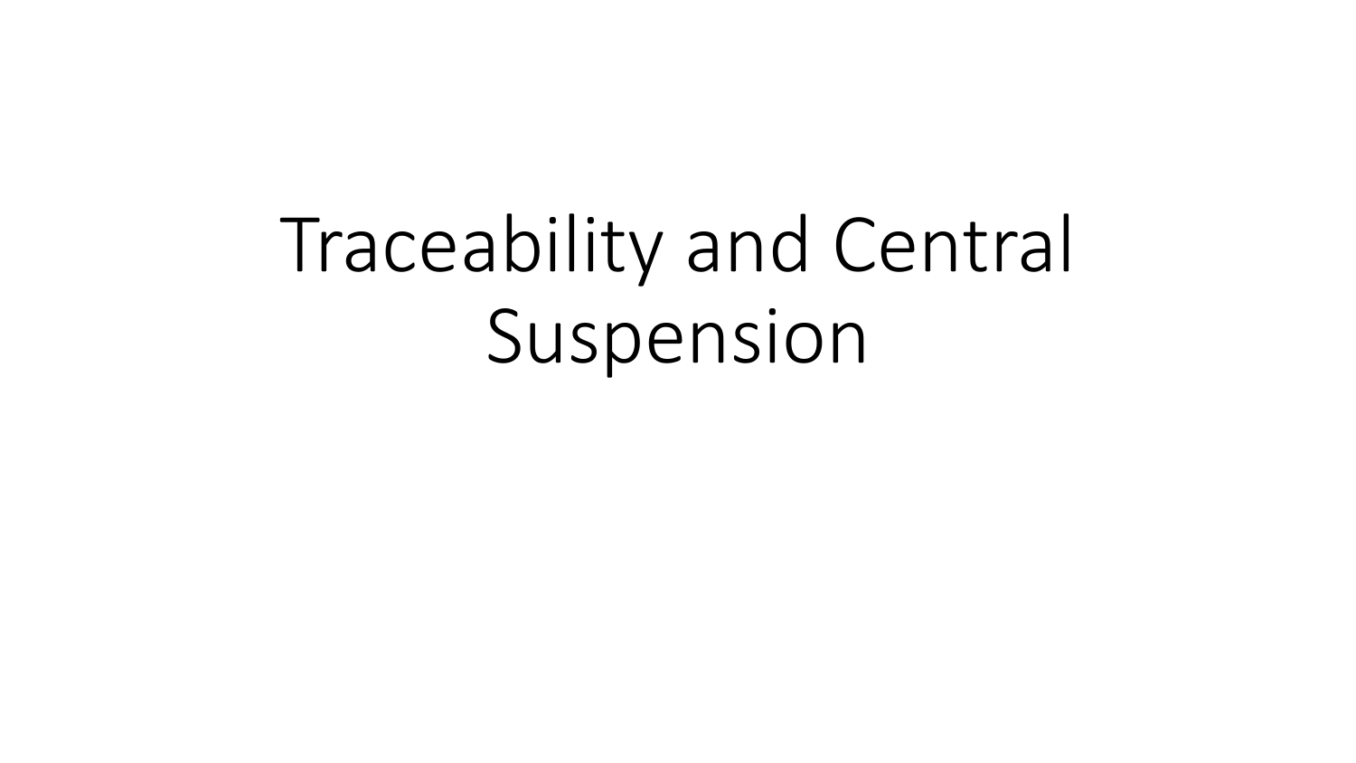# Traceability and Central Suspension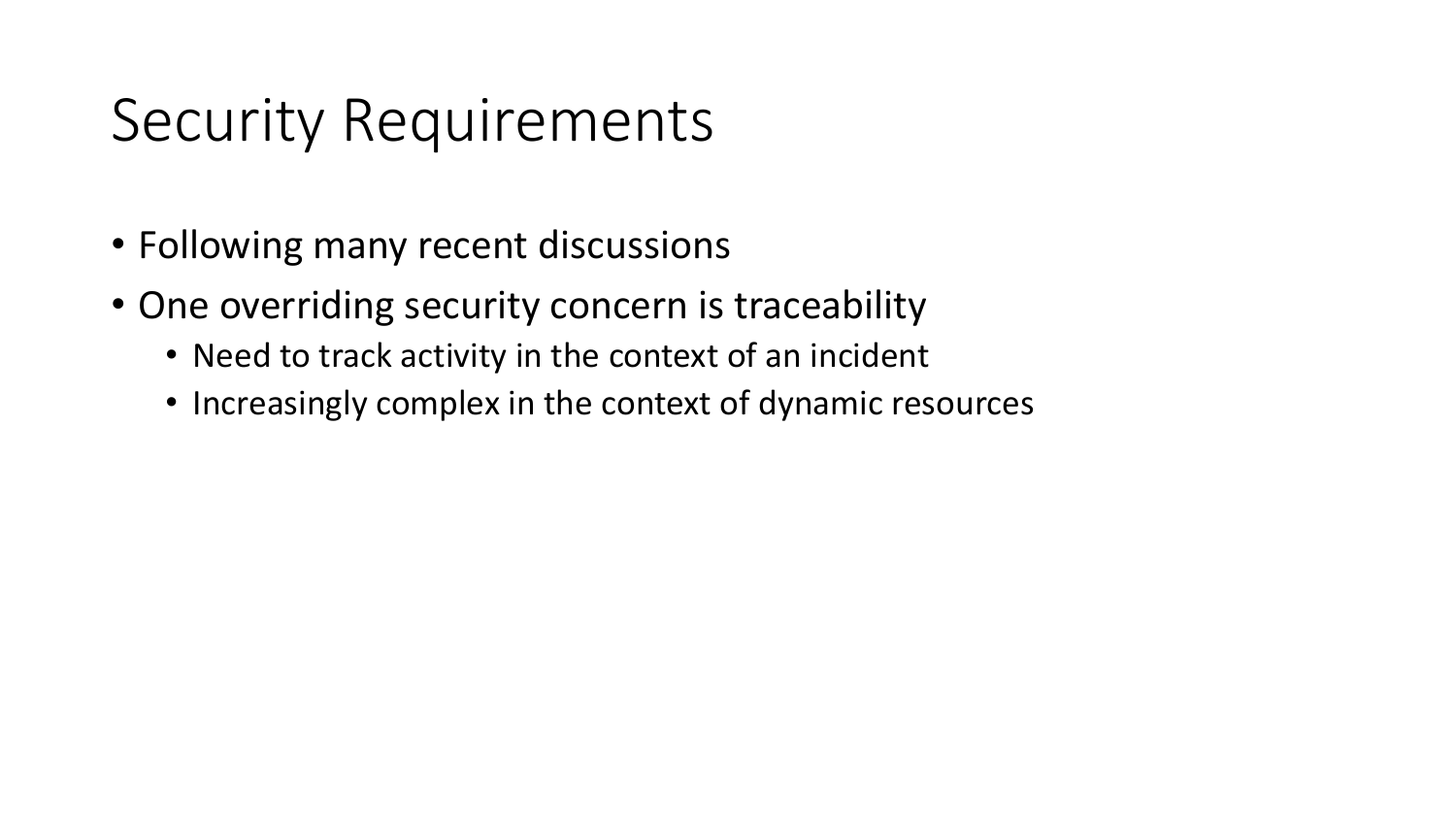# Security Requirements

- Following many recent discussions
- One overriding security concern is traceability
  - Need to track activity in the context of an incident
  - Increasingly complex in the context of dynamic resources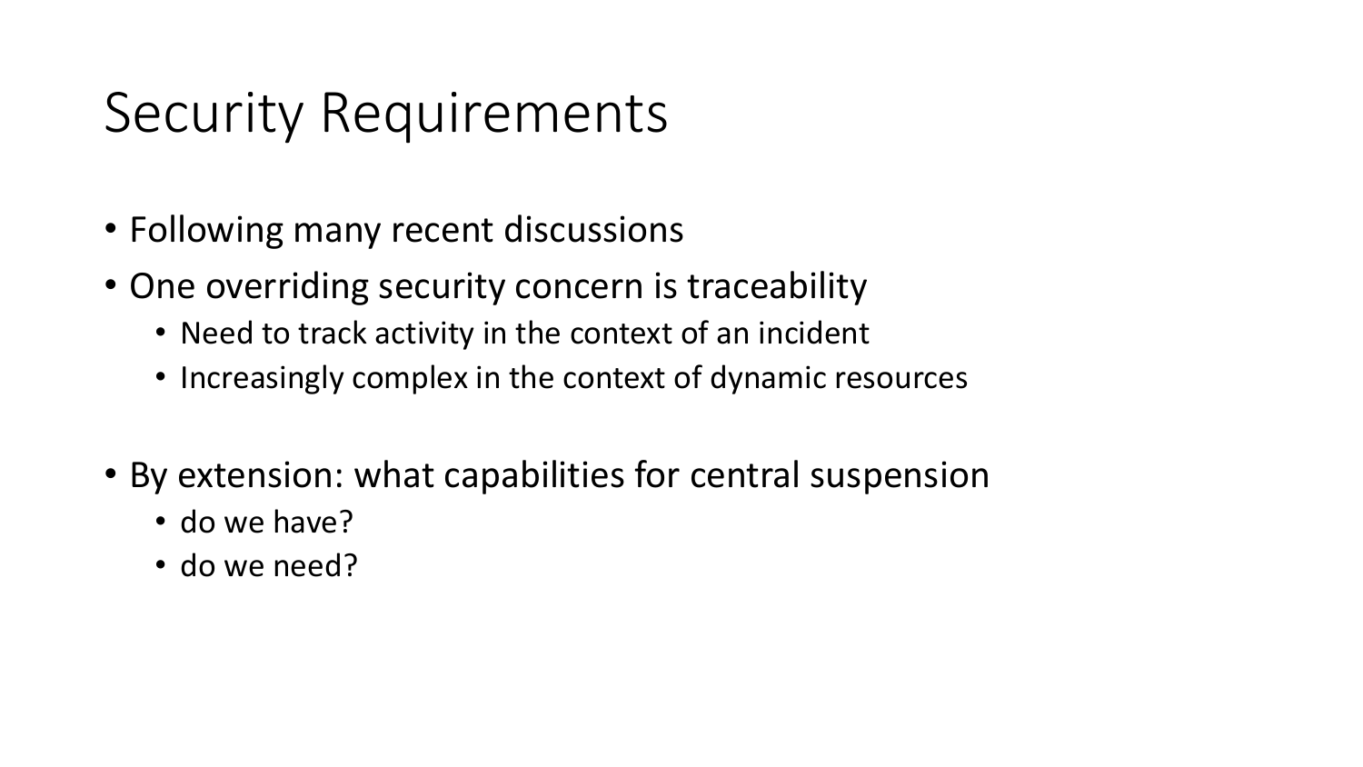# Security Requirements

- Following many recent discussions
- One overriding security concern is traceability
  - Need to track activity in the context of an incident
  - Increasingly complex in the context of dynamic resources
- By extension: what capabilities for central suspension
  - do we have?
  - do we need?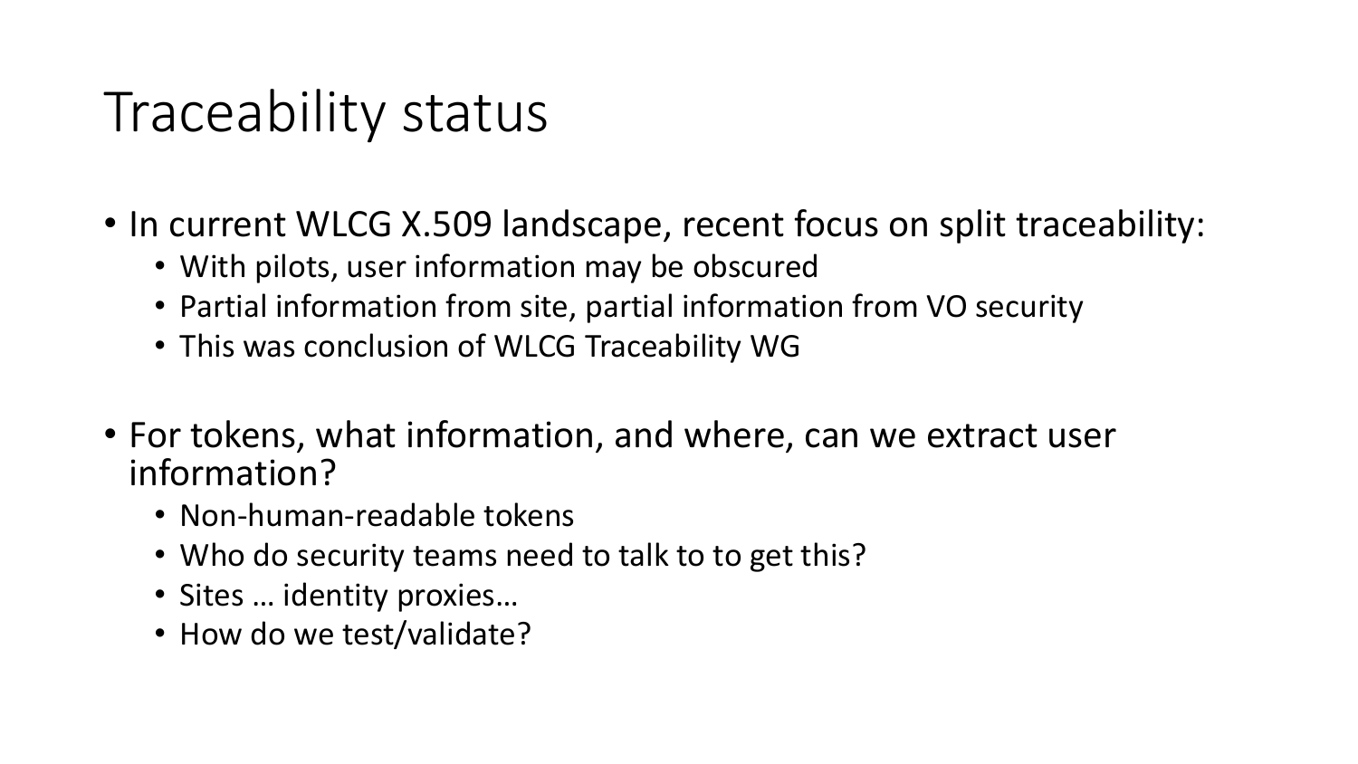# Traceability status

- In current WLCG X.509 landscape, recent focus on split traceability:
  - With pilots, user information may be obscured
  - Partial information from site, partial information from VO security
  - This was conclusion of WLCG Traceability WG
- For tokens, what information, and where, can we extract user information?
  - Non-human-readable tokens
  - Who do security teams need to talk to to get this?
  - Sites … identity proxies…
  - How do we test/validate?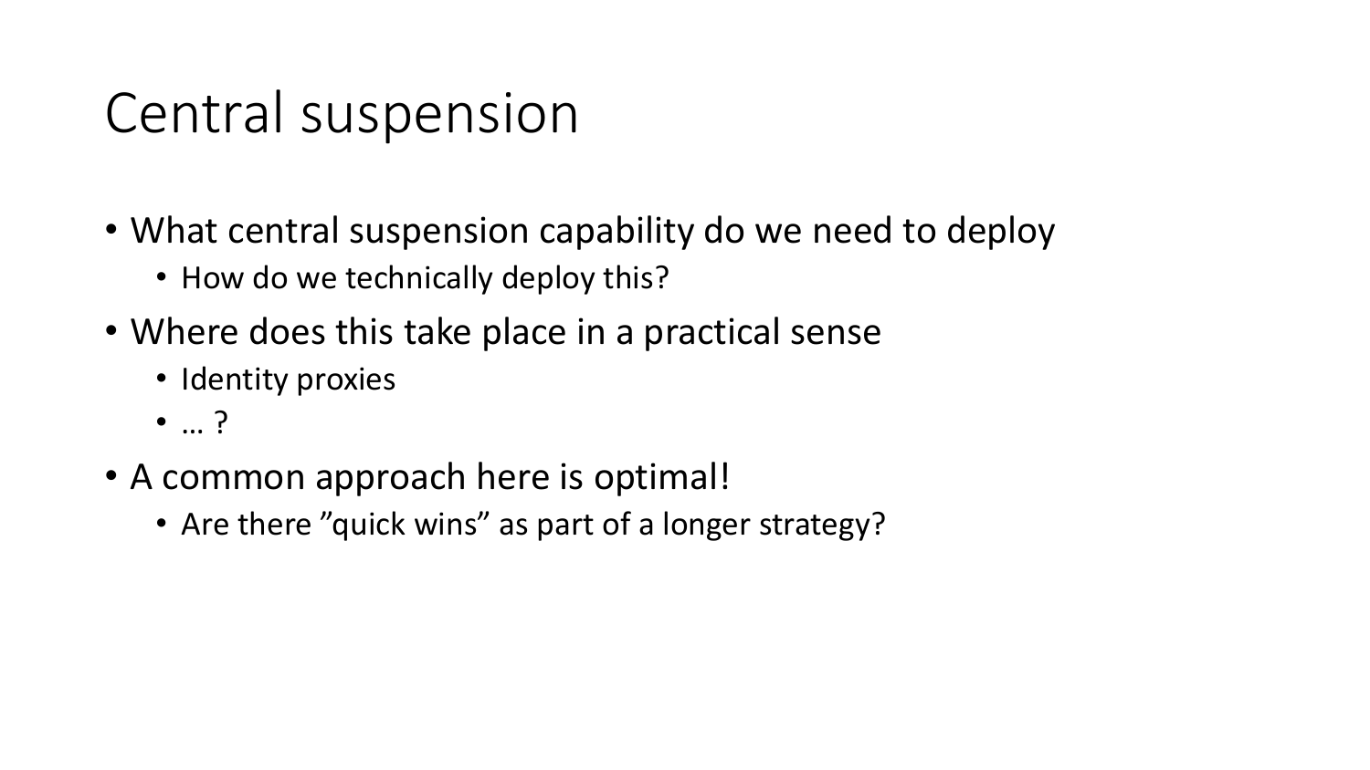# Central suspension

- What central suspension capability do we need to deploy
  - How do we technically deploy this?
- Where does this take place in a practical sense
  - Identity proxies
  - … ?
- A common approach here is optimal!
  - Are there ”quick wins” as part of a longer strategy?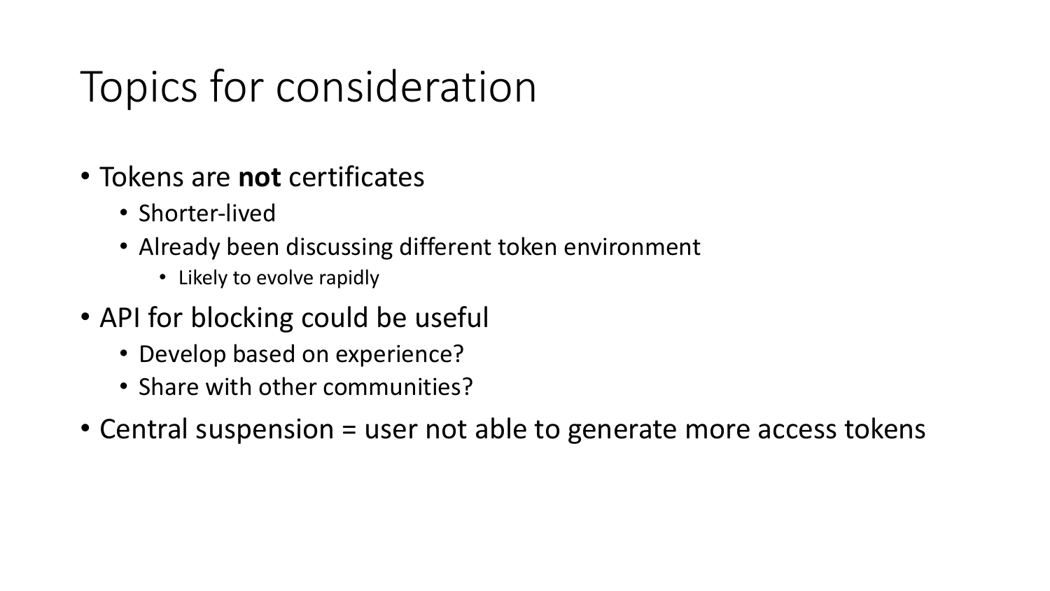# Topics for consideration

- Tokens are **not** certificates
  - Shorter-lived
  - Already been discussing different token environment
    - Likely to evolve rapidly
- API for blocking could be useful
  - Develop based on experience?
  - Share with other communities?
- Central suspension = user not able to generate more access tokens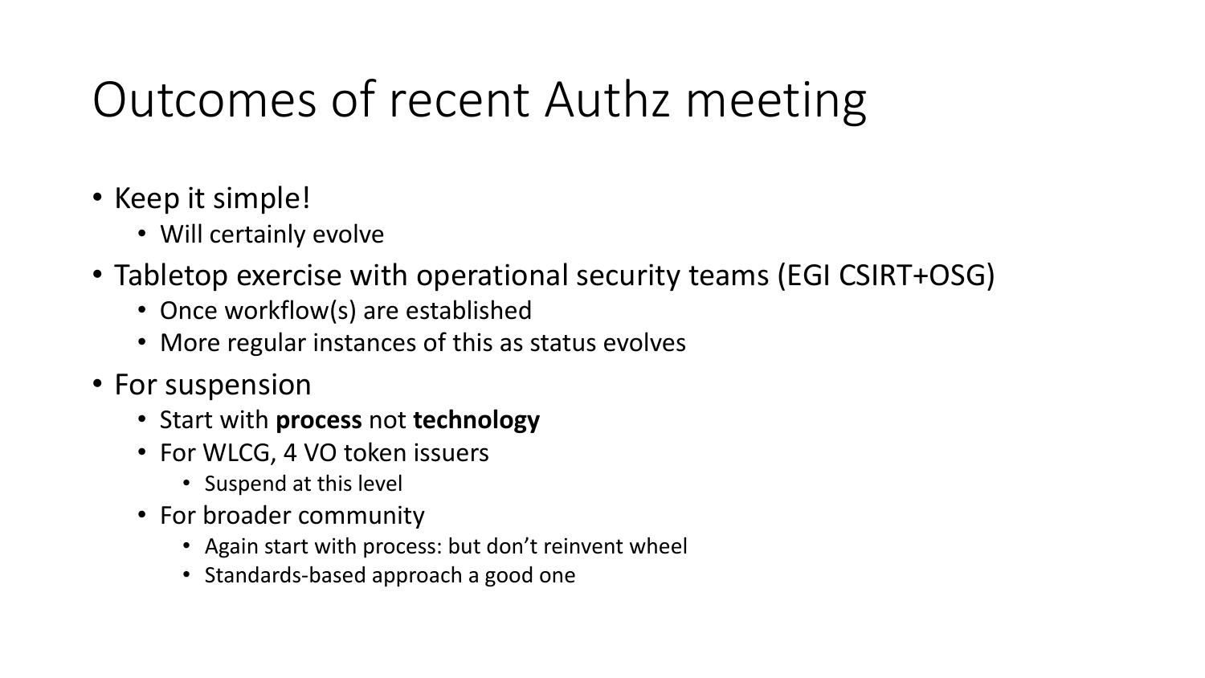# Outcomes of recent Authz meeting

- Keep it simple!
  - Will certainly evolve
- Tabletop exercise with operational security teams (EGI CSIRT+OSG)
  - Once workflow(s) are established
  - More regular instances of this as status evolves
- For suspension
  - Start with **process** not **technology**
  - For WLCG, 4 VO token issuers
    - Suspend at this level
  - For broader community
    - Again start with process: but don't reinvent wheel
    - Standards-based approach a good one